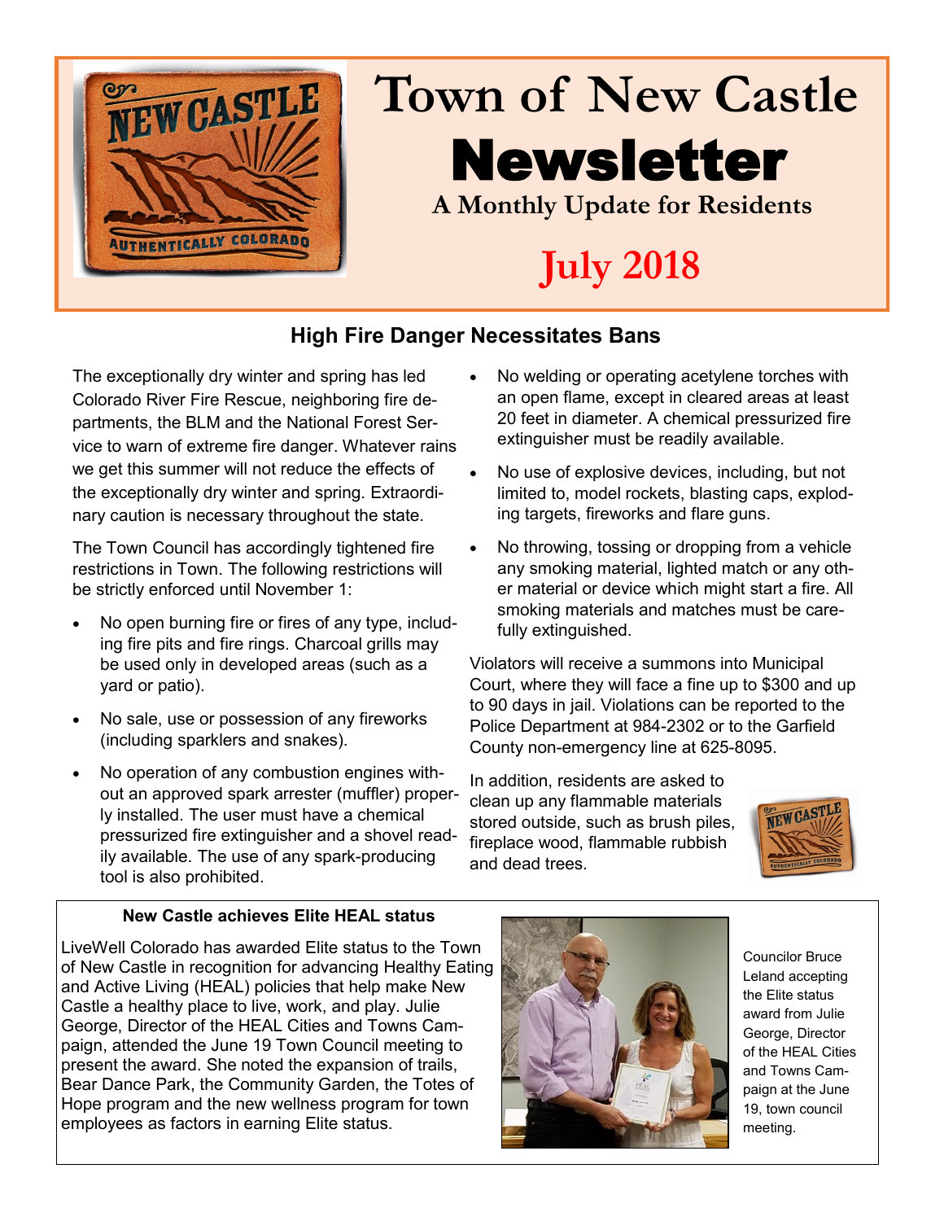# Town of New Castle Newsletter

**A Monthly Update for Residents**

**July 2018**

## High Fire Danger Necessitates Bans

The exceptionally dry winter and spring has led Colorado River Fire Rescue, neighboring fire departments, the BLM and the National Forest Service to warn of extreme fire danger. Whatever rains we get this summer will not reduce the effects of the exceptionally dry winter and spring. Extraordinary caution is necessary throughout the state.

The Town Council has accordingly tightened fire restrictions in Town. The following restrictions will be strictly enforced until November 1:

- No open burning fire or fires of any type, including fire pits and fire rings. Charcoal grills may be used only in developed areas (such as a yard or patio).
- No sale, use or possession of any fireworks (including sparklers and snakes).
- No operation of any combustion engines without an approved spark arrester (muffler) properly installed. The user must have a chemical pressurized fire extinguisher and a shovel readily available. The use of any spark-producing tool is also prohibited.
- No welding or operating acetylene torches with an open flame, except in cleared areas at least 20 feet in diameter. A chemical pressurized fire extinguisher must be readily available.
- No use of explosive devices, including, but not limited to, model rockets, blasting caps, exploding targets, fireworks and flare guns.
- No throwing, tossing or dropping from a vehicle any smoking material, lighted match or any other material or device which might start a fire. All smoking materials and matches must be carefully extinguished.

Violators will receive a summons into Municipal Court, where they will face a fine up to $300 and up to 90 days in jail. Violations can be reported to the Police Department at 984-2302 or to the Garfield County non-emergency line at 625-8095.

In addition, residents are asked to clean up any flammable materials stored outside, such as brush piles, fireplace wood, flammable rubbish and dead trees.

### New Castle achieves Elite HEAL status

LiveWell Colorado has awarded Elite status to the Town of New Castle in recognition for advancing Healthy Eating and Active Living (HEAL) policies that help make New Castle a healthy place to live, work, and play. Julie George, Director of the HEAL Cities and Towns Campaign, attended the June 19 Town Council meeting to present the award. She noted the expansion of trails, Bear Dance Park, the Community Garden, the Totes of Hope program and the new wellness program for town employees as factors in earning Elite status.

Councilor Bruce Leland accepting the Elite status award from Julie George, Director of the HEAL Cities and Towns Campaign at the June 19, town council meeting.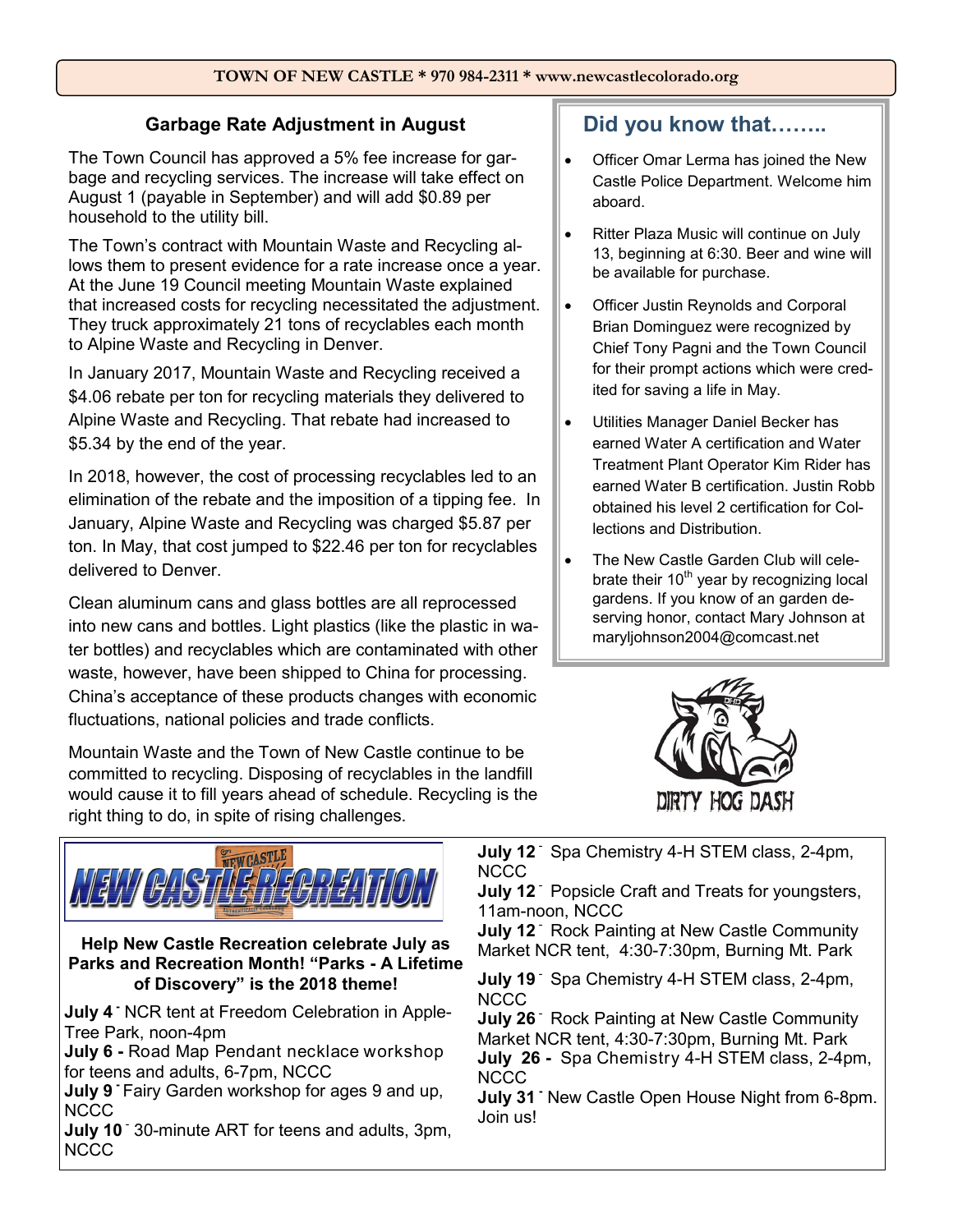## Garbage Rate Adjustment in August

The Town Council has approved a 5% fee increase for garbage and recycling services. The increase will take effect on August 1 (payable in September) and will add $0.89 per household to the utility bill.

The Town's contract with Mountain Waste and Recycling allows them to present evidence for a rate increase once a year. At the June 19 Council meeting Mountain Waste explained that increased costs for recycling necessitated the adjustment. They truck approximately 21 tons of recyclables each month to Alpine Waste and Recycling in Denver.

In January 2017, Mountain Waste and Recycling received a $4.06 rebate per ton for recycling materials they delivered to Alpine Waste and Recycling. That rebate had increased to $5.34 by the end of the year.

In 2018, however, the cost of processing recyclables led to an elimination of the rebate and the imposition of a tipping fee. In January, Alpine Waste and Recycling was charged $5.87 per ton. In May, that cost jumped to $22.46 per ton for recyclables delivered to Denver.

Clean aluminum cans and glass bottles are all reprocessed into new cans and bottles. Light plastics (like the plastic in water bottles) and recyclables which are contaminated with other waste, however, have been shipped to China for processing. China's acceptance of these products changes with economic fluctuations, national policies and trade conflicts.

Mountain Waste and the Town of New Castle continue to be committed to recycling. Disposing of recyclables in the landfill would cause it to fill years ahead of schedule. Recycling is the right thing to do, in spite of rising challenges.

## Did you know that……..

- Officer Omar Lerma has joined the New Castle Police Department. Welcome him aboard.
- Ritter Plaza Music will continue on July 13, beginning at 6:30. Beer and wine will be available for purchase.
- Officer Justin Reynolds and Corporal Brian Dominguez were recognized by Chief Tony Pagni and the Town Council for their prompt actions which were credited for saving a life in May.
- Utilities Manager Daniel Becker has earned Water A certification and Water Treatment Plant Operator Kim Rider has earned Water B certification. Justin Robb obtained his level 2 certification for Collections and Distribution.
- The New Castle Garden Club will celebrate their 10th year by recognizing local gardens. If you know of an garden deserving honor, contact Mary Johnson at maryljohnson2004@comcast.net

DIRTY HOG DASH

## NEW CASTLE RECREATION

**Help New Castle Recreation celebrate July as Parks and Recreation Month! "Parks - A Lifetime of Discovery" is the 2018 theme!**

**July 4** - NCR tent at Freedom Celebration in Apple-Tree Park, noon-4pm
**July 6** - Road Map Pendant necklace workshop for teens and adults, 6-7pm, NCCC
**July 9** - Fairy Garden workshop for ages 9 and up, NCCC
**July 10** - 30-minute ART for teens and adults, 3pm, NCCC
**July 12** - Spa Chemistry 4-H STEM class, 2-4pm, NCCC
**July 12** - Popsicle Craft and Treats for youngsters, 11am-noon, NCCC
**July 12** - Rock Painting at New Castle Community Market NCR tent, 4:30-7:30pm, Burning Mt. Park
**July 19** - Spa Chemistry 4-H STEM class, 2-4pm, NCCC
**July 26** - Rock Painting at New Castle Community Market NCR tent, 4:30-7:30pm, Burning Mt. Park
**July 26** - Spa Chemistry 4-H STEM class, 2-4pm, NCCC
**July 31** - New Castle Open House Night from 6-8pm. Join us!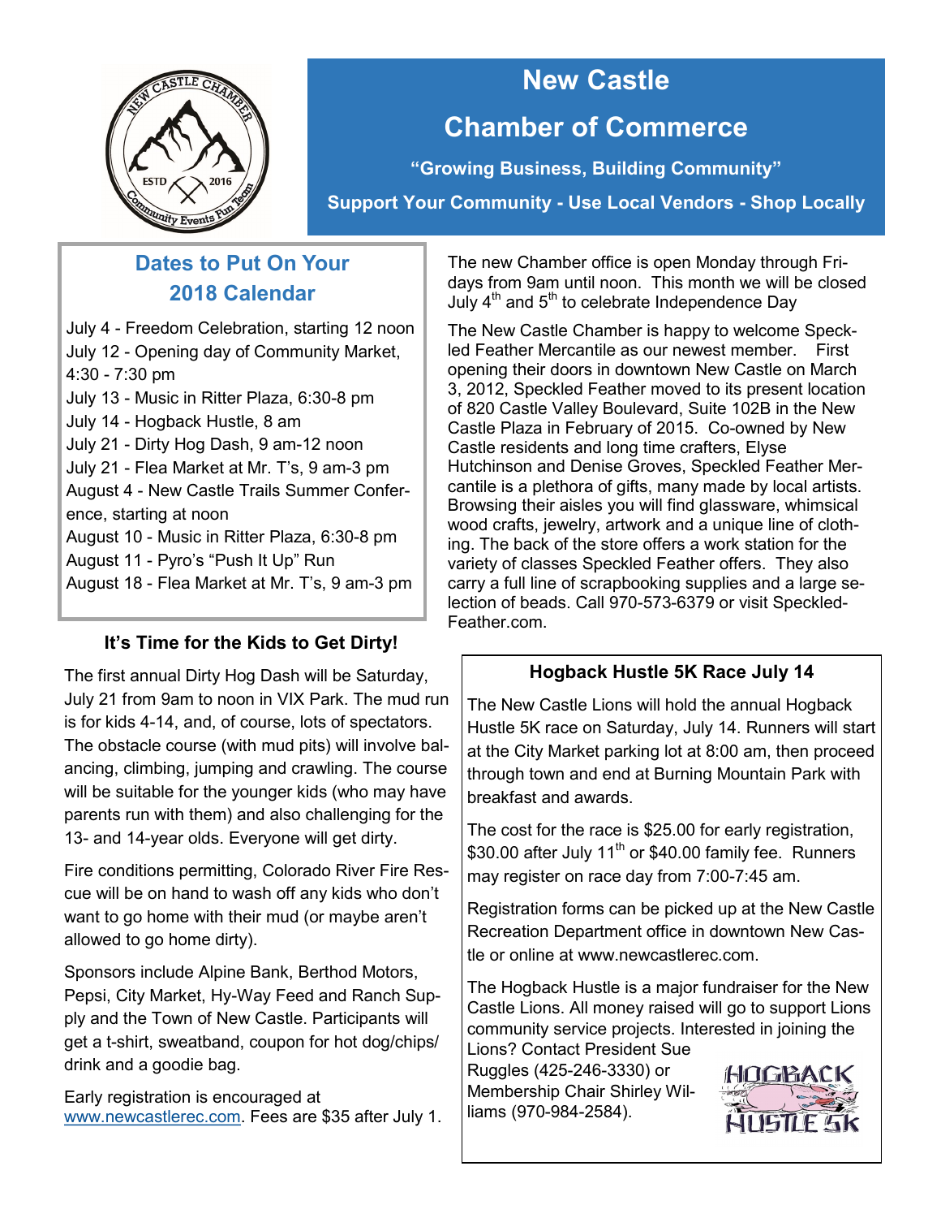# New Castle Chamber of Commerce

**"Growing Business, Building Community"**

**Support Your Community - Use Local Vendors - Shop Locally**

## Dates to Put On Your 2018 Calendar

- July 4 - Freedom Celebration, starting 12 noon
- July 12 - Opening day of Community Market, 4:30 - 7:30 pm
- July 13 - Music in Ritter Plaza, 6:30-8 pm
- July 14 - Hogback Hustle, 8 am
- July 21 - Dirty Hog Dash, 9 am-12 noon
- July 21 - Flea Market at Mr. T's, 9 am-3 pm
- August 4 - New Castle Trails Summer Conference, starting at noon
- August 10 - Music in Ritter Plaza, 6:30-8 pm
- August 11 - Pyro's "Push It Up" Run
- August 18 - Flea Market at Mr. T's, 9 am-3 pm

The new Chamber office is open Monday through Fridays from 9am until noon. This month we will be closed July 4th and 5th to celebrate Independence Day

The New Castle Chamber is happy to welcome Speckled Feather Mercantile as our newest member. First opening their doors in downtown New Castle on March 3, 2012, Speckled Feather moved to its present location of 820 Castle Valley Boulevard, Suite 102B in the New Castle Plaza in February of 2015. Co-owned by New Castle residents and long time crafters, Elyse Hutchinson and Denise Groves, Speckled Feather Mercantile is a plethora of gifts, many made by local artists. Browsing their aisles you will find glassware, whimsical wood crafts, jewelry, artwork and a unique line of clothing. The back of the store offers a work station for the variety of classes Speckled Feather offers. They also carry a full line of scrapbooking supplies and a large selection of beads. Call 970-573-6379 or visit Speckled-Feather.com.

### It's Time for the Kids to Get Dirty!

The first annual Dirty Hog Dash will be Saturday, July 21 from 9am to noon in VIX Park. The mud run is for kids 4-14, and, of course, lots of spectators. The obstacle course (with mud pits) will involve balancing, climbing, jumping and crawling. The course will be suitable for the younger kids (who may have parents run with them) and also challenging for the 13- and 14-year olds. Everyone will get dirty.

Fire conditions permitting, Colorado River Fire Rescue will be on hand to wash off any kids who don't want to go home with their mud (or maybe aren't allowed to go home dirty).

Sponsors include Alpine Bank, Berthod Motors, Pepsi, City Market, Hy-Way Feed and Ranch Supply and the Town of New Castle. Participants will get a t-shirt, sweatband, coupon for hot dog/chips/drink and a goodie bag.

Early registration is encouraged at www.newcastlerec.com. Fees are $35 after July 1.

### Hogback Hustle 5K Race July 14

The New Castle Lions will hold the annual Hogback Hustle 5K race on Saturday, July 14. Runners will start at the City Market parking lot at 8:00 am, then proceed through town and end at Burning Mountain Park with breakfast and awards.

The cost for the race is $25.00 for early registration, $30.00 after July 11th or $40.00 family fee. Runners may register on race day from 7:00-7:45 am.

Registration forms can be picked up at the New Castle Recreation Department office in downtown New Castle or online at www.newcastlerec.com.

The Hogback Hustle is a major fundraiser for the New Castle Lions. All money raised will go to support Lions community service projects. Interested in joining the Lions? Contact President Sue Ruggles (425-246-3330) or Membership Chair Shirley Williams (970-984-2584).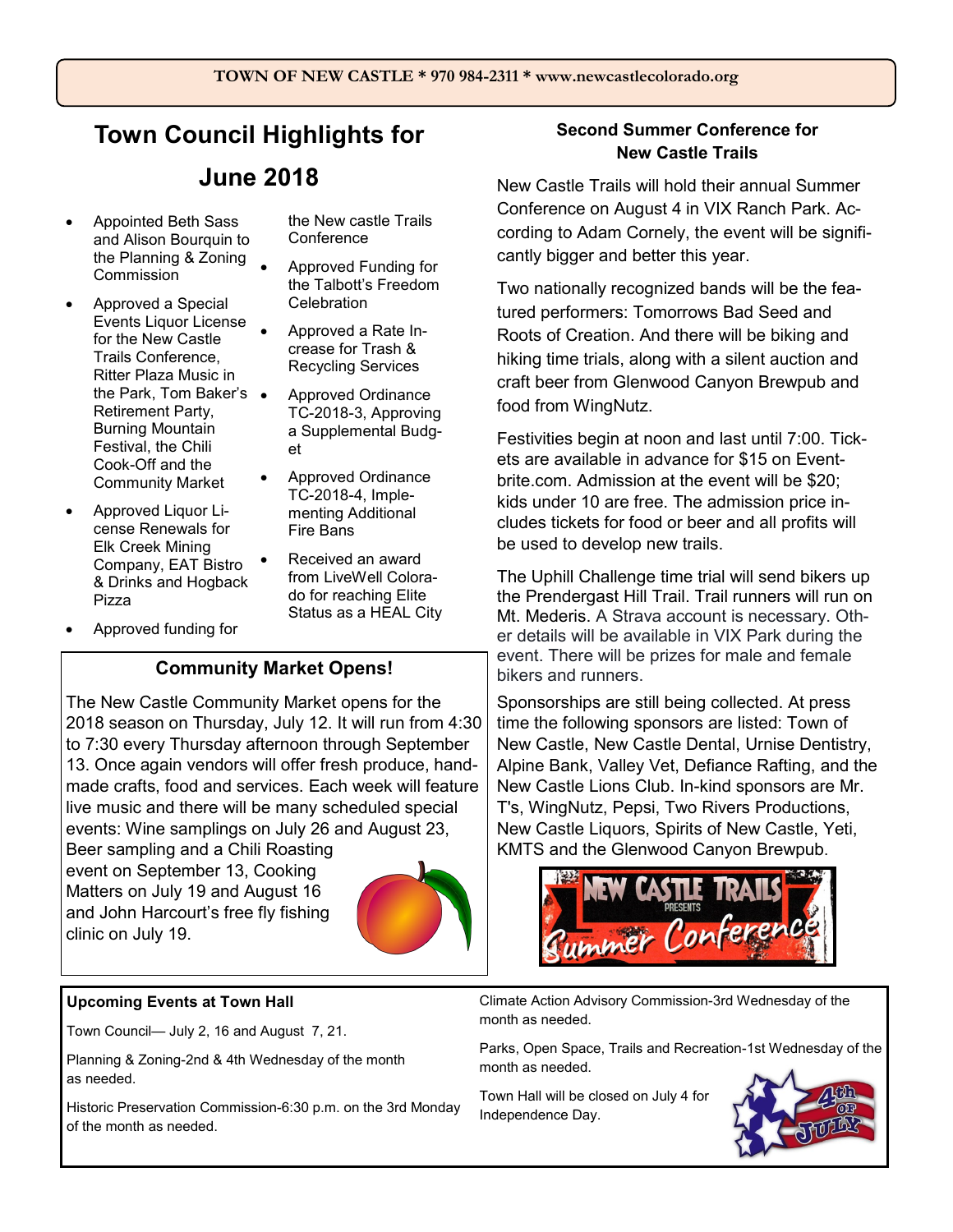TOWN OF NEW CASTLE * 970 984-2311 * www.newcastlecolorado.org

# Town Council Highlights for June 2018

- Appointed Beth Sass and Alison Bourquin to the Planning & Zoning Commission
- Approved a Special Events Liquor License for the New Castle Trails Conference, Ritter Plaza Music in the Park, Tom Baker's Retirement Party, Burning Mountain Festival, the Chili Cook-Off and the Community Market
- Approved Liquor License Renewals for Elk Creek Mining Company, EAT Bistro & Drinks and Hogback Pizza
- Approved funding for the New castle Trails Conference
- Approved Funding for the Talbott's Freedom Celebration
- Approved a Rate Increase for Trash & Recycling Services
- Approved Ordinance TC-2018-3, Approving a Supplemental Budget
- Approved Ordinance TC-2018-4, Implementing Additional Fire Bans
- Received an award from LiveWell Colorado for reaching Elite Status as a HEAL City

## Community Market Opens!

The New Castle Community Market opens for the 2018 season on Thursday, July 12. It will run from 4:30 to 7:30 every Thursday afternoon through September 13. Once again vendors will offer fresh produce, handmade crafts, food and services. Each week will feature live music and there will be many scheduled special events: Wine samplings on July 26 and August 23, Beer sampling and a Chili Roasting event on September 13, Cooking Matters on July 19 and August 16 and John Harcourt's free fly fishing clinic on July 19.

## Second Summer Conference for New Castle Trails

New Castle Trails will hold their annual Summer Conference on August 4 in VIX Ranch Park. According to Adam Cornely, the event will be significantly bigger and better this year.

Two nationally recognized bands will be the featured performers: Tomorrows Bad Seed and Roots of Creation. And there will be biking and hiking time trials, along with a silent auction and craft beer from Glenwood Canyon Brewpub and food from WingNutz.

Festivities begin at noon and last until 7:00. Tickets are available in advance for $15 on Eventbrite.com. Admission at the event will be $20; kids under 10 are free. The admission price includes tickets for food or beer and all profits will be used to develop new trails.

The Uphill Challenge time trial will send bikers up the Prendergast Hill Trail. Trail runners will run on Mt. Mederis. A Strava account is necessary. Other details will be available in VIX Park during the event. There will be prizes for male and female bikers and runners.

Sponsorships are still being collected. At press time the following sponsors are listed: Town of New Castle, New Castle Dental, Urnise Dentistry, Alpine Bank, Valley Vet, Defiance Rafting, and the New Castle Lions Club. In-kind sponsors are Mr. T's, WingNutz, Pepsi, Two Rivers Productions, New Castle Liquors, Spirits of New Castle, Yeti, KMTS and the Glenwood Canyon Brewpub.

NEW CASTLE TRAILS PRESENTS Summer Conference

### Upcoming Events at Town Hall

Town Council— July 2, 16 and August 7, 21.

Planning & Zoning-2nd & 4th Wednesday of the month as needed.

Historic Preservation Commission-6:30 p.m. on the 3rd Monday of the month as needed.

Climate Action Advisory Commission-3rd Wednesday of the month as needed.

Parks, Open Space, Trails and Recreation-1st Wednesday of the month as needed.

Town Hall will be closed on July 4 for Independence Day.

4th OF JULY